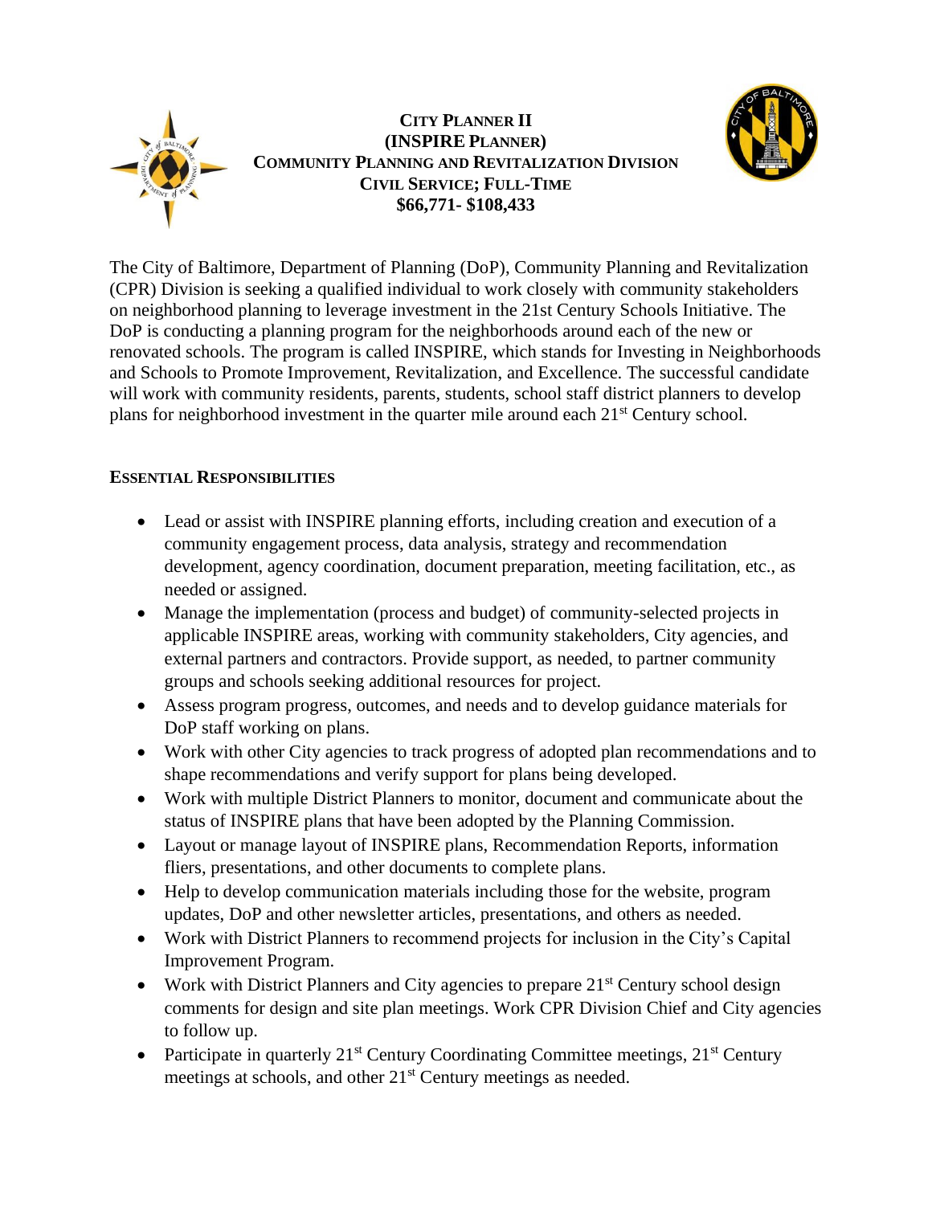# CITY PLANNER II
## (INSPIRE PLANNER)
## COMMUNITY PLANNING AND REVITALIZATION DIVISION
## CIVIL SERVICE; FULL-TIME
## $66,771- $108,433

The City of Baltimore, Department of Planning (DoP), Community Planning and Revitalization (CPR) Division is seeking a qualified individual to work closely with community stakeholders on neighborhood planning to leverage investment in the 21st Century Schools Initiative. The DoP is conducting a planning program for the neighborhoods around each of the new or renovated schools. The program is called INSPIRE, which stands for Investing in Neighborhoods and Schools to Promote Improvement, Revitalization, and Excellence. The successful candidate will work with community residents, parents, students, school staff district planners to develop plans for neighborhood investment in the quarter mile around each 21st Century school.

### ESSENTIAL RESPONSIBILITIES

- Lead or assist with INSPIRE planning efforts, including creation and execution of a community engagement process, data analysis, strategy and recommendation development, agency coordination, document preparation, meeting facilitation, etc., as needed or assigned.
- Manage the implementation (process and budget) of community-selected projects in applicable INSPIRE areas, working with community stakeholders, City agencies, and external partners and contractors. Provide support, as needed, to partner community groups and schools seeking additional resources for project.
- Assess program progress, outcomes, and needs and to develop guidance materials for DoP staff working on plans.
- Work with other City agencies to track progress of adopted plan recommendations and to shape recommendations and verify support for plans being developed.
- Work with multiple District Planners to monitor, document and communicate about the status of INSPIRE plans that have been adopted by the Planning Commission.
- Layout or manage layout of INSPIRE plans, Recommendation Reports, information fliers, presentations, and other documents to complete plans.
- Help to develop communication materials including those for the website, program updates, DoP and other newsletter articles, presentations, and others as needed.
- Work with District Planners to recommend projects for inclusion in the City's Capital Improvement Program.
- Work with District Planners and City agencies to prepare 21st Century school design comments for design and site plan meetings. Work CPR Division Chief and City agencies to follow up.
- Participate in quarterly 21st Century Coordinating Committee meetings, 21st Century meetings at schools, and other 21st Century meetings as needed.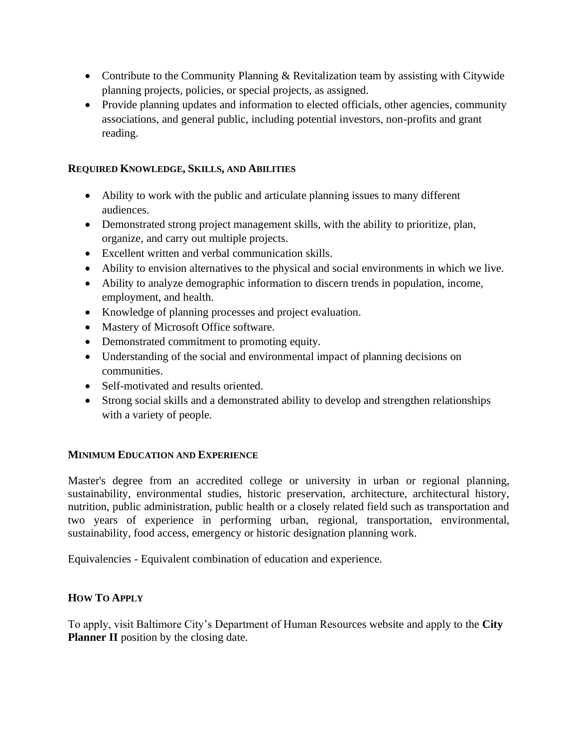- Contribute to the Community Planning & Revitalization team by assisting with Citywide planning projects, policies, or special projects, as assigned.
- Provide planning updates and information to elected officials, other agencies, community associations, and general public, including potential investors, non-profits and grant reading.

### REQUIRED KNOWLEDGE, SKILLS, AND ABILITIES

- Ability to work with the public and articulate planning issues to many different audiences.
- Demonstrated strong project management skills, with the ability to prioritize, plan, organize, and carry out multiple projects.
- Excellent written and verbal communication skills.
- Ability to envision alternatives to the physical and social environments in which we live.
- Ability to analyze demographic information to discern trends in population, income, employment, and health.
- Knowledge of planning processes and project evaluation.
- Mastery of Microsoft Office software.
- Demonstrated commitment to promoting equity.
- Understanding of the social and environmental impact of planning decisions on communities.
- Self-motivated and results oriented.
- Strong social skills and a demonstrated ability to develop and strengthen relationships with a variety of people.

### MINIMUM EDUCATION AND EXPERIENCE

Master's degree from an accredited college or university in urban or regional planning, sustainability, environmental studies, historic preservation, architecture, architectural history, nutrition, public administration, public health or a closely related field such as transportation and two years of experience in performing urban, regional, transportation, environmental, sustainability, food access, emergency or historic designation planning work.

Equivalencies - Equivalent combination of education and experience.

### HOW TO APPLY

To apply, visit Baltimore City's Department of Human Resources website and apply to the **City Planner II** position by the closing date.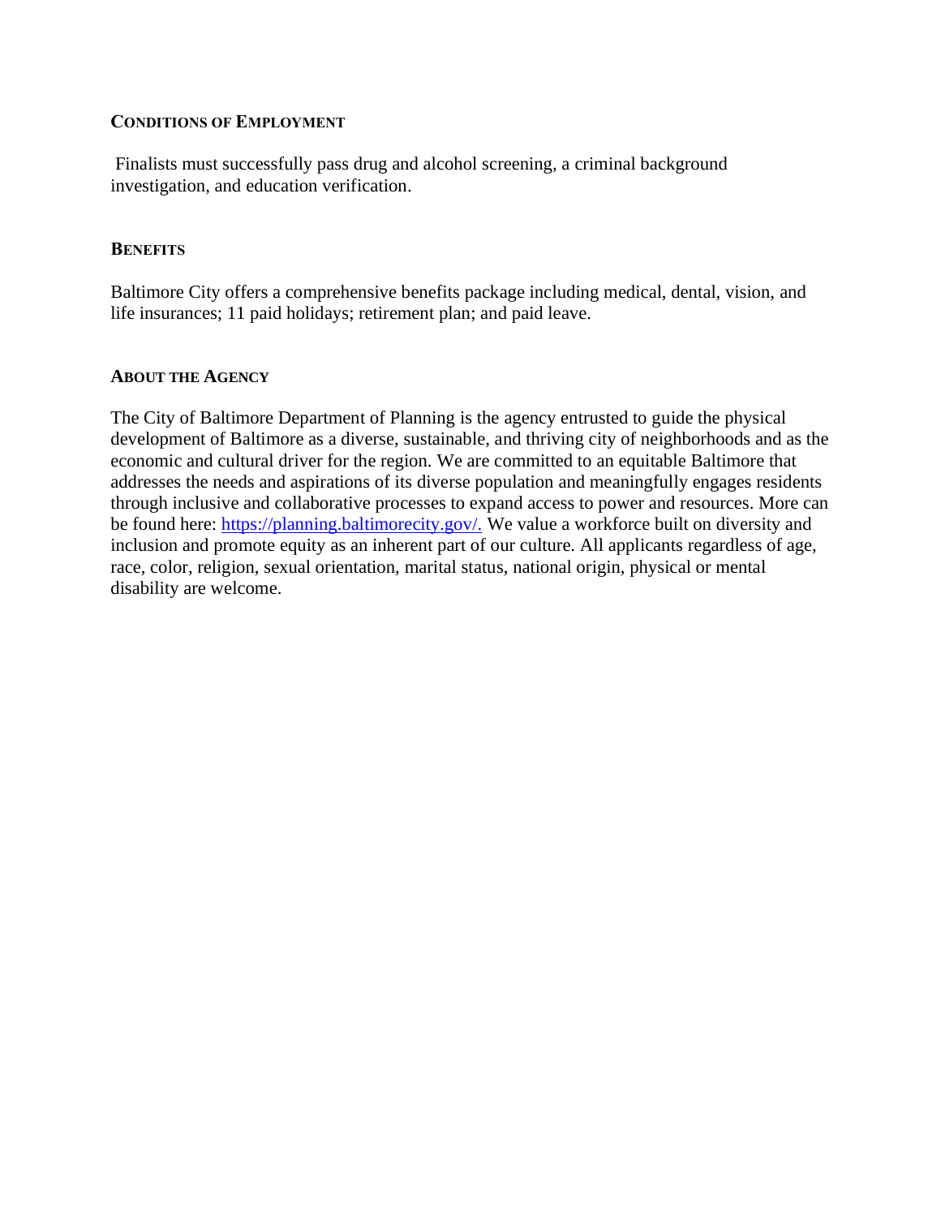**CONDITIONS OF EMPLOYMENT**

Finalists must successfully pass drug and alcohol screening, a criminal background investigation, and education verification.

**BENEFITS**

Baltimore City offers a comprehensive benefits package including medical, dental, vision, and life insurances; 11 paid holidays; retirement plan; and paid leave.

**ABOUT THE AGENCY**

The City of Baltimore Department of Planning is the agency entrusted to guide the physical development of Baltimore as a diverse, sustainable, and thriving city of neighborhoods and as the economic and cultural driver for the region. We are committed to an equitable Baltimore that addresses the needs and aspirations of its diverse population and meaningfully engages residents through inclusive and collaborative processes to expand access to power and resources. More can be found here: [https://planning.baltimorecity.gov/.](https://planning.baltimorecity.gov/) We value a workforce built on diversity and inclusion and promote equity as an inherent part of our culture. All applicants regardless of age, race, color, religion, sexual orientation, marital status, national origin, physical or mental disability are welcome.